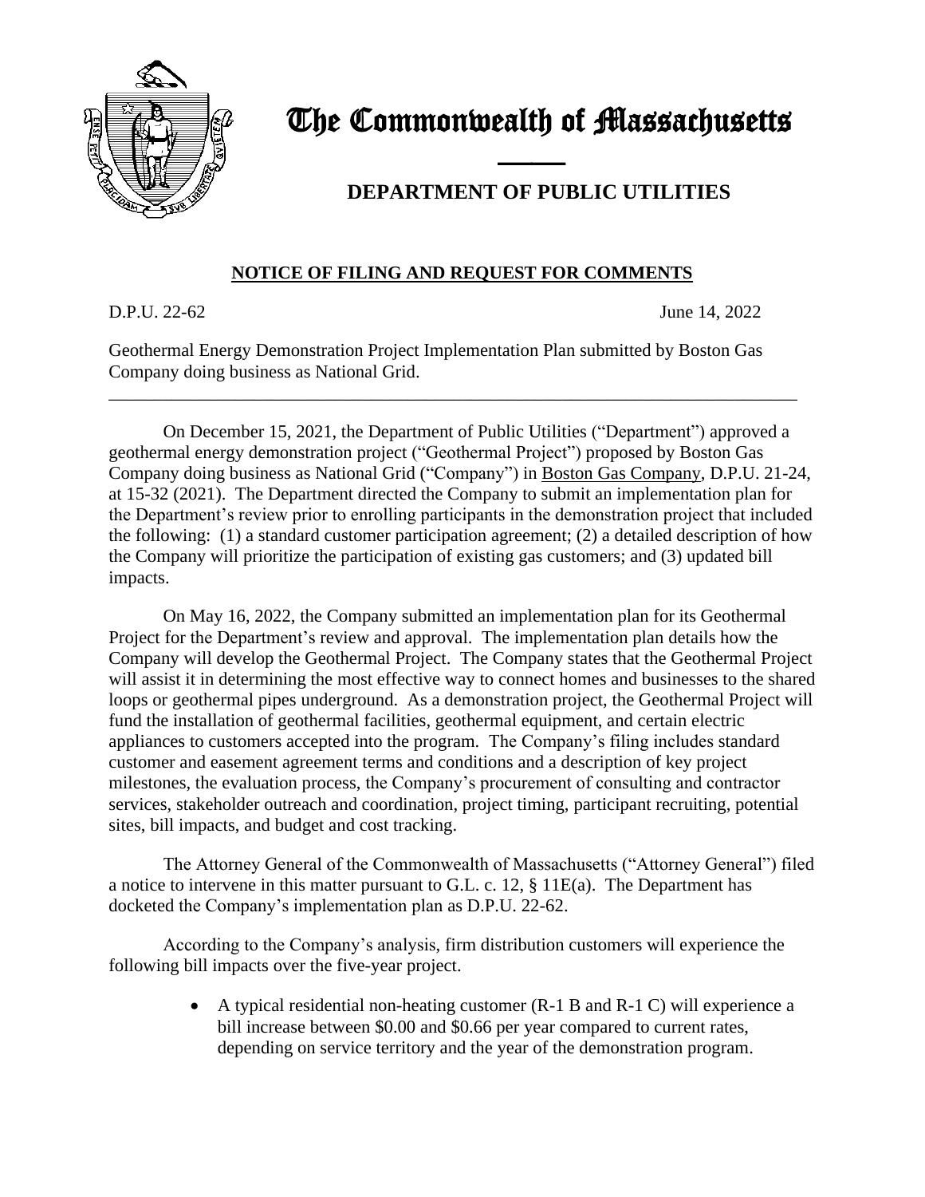# The Commonwealth of Massachusetts

## DEPARTMENT OF PUBLIC UTILITIES

**NOTICE OF FILING AND REQUEST FOR COMMENTS**

D.P.U. 22-62 June 14, 2022

Geothermal Energy Demonstration Project Implementation Plan submitted by Boston Gas Company doing business as National Grid.

---

On December 15, 2021, the Department of Public Utilities ("Department") approved a geothermal energy demonstration project ("Geothermal Project") proposed by Boston Gas Company doing business as National Grid ("Company") in Boston Gas Company, D.P.U. 21-24, at 15-32 (2021). The Department directed the Company to submit an implementation plan for the Department's review prior to enrolling participants in the demonstration project that included the following: (1) a standard customer participation agreement; (2) a detailed description of how the Company will prioritize the participation of existing gas customers; and (3) updated bill impacts.

On May 16, 2022, the Company submitted an implementation plan for its Geothermal Project for the Department's review and approval. The implementation plan details how the Company will develop the Geothermal Project. The Company states that the Geothermal Project will assist it in determining the most effective way to connect homes and businesses to the shared loops or geothermal pipes underground. As a demonstration project, the Geothermal Project will fund the installation of geothermal facilities, geothermal equipment, and certain electric appliances to customers accepted into the program. The Company's filing includes standard customer and easement agreement terms and conditions and a description of key project milestones, the evaluation process, the Company's procurement of consulting and contractor services, stakeholder outreach and coordination, project timing, participant recruiting, potential sites, bill impacts, and budget and cost tracking.

The Attorney General of the Commonwealth of Massachusetts ("Attorney General") filed a notice to intervene in this matter pursuant to G.L. c. 12, § 11E(a). The Department has docketed the Company's implementation plan as D.P.U. 22-62.

According to the Company's analysis, firm distribution customers will experience the following bill impacts over the five-year project.

- A typical residential non-heating customer (R-1 B and R-1 C) will experience a bill increase between $0.00 and $0.66 per year compared to current rates, depending on service territory and the year of the demonstration program.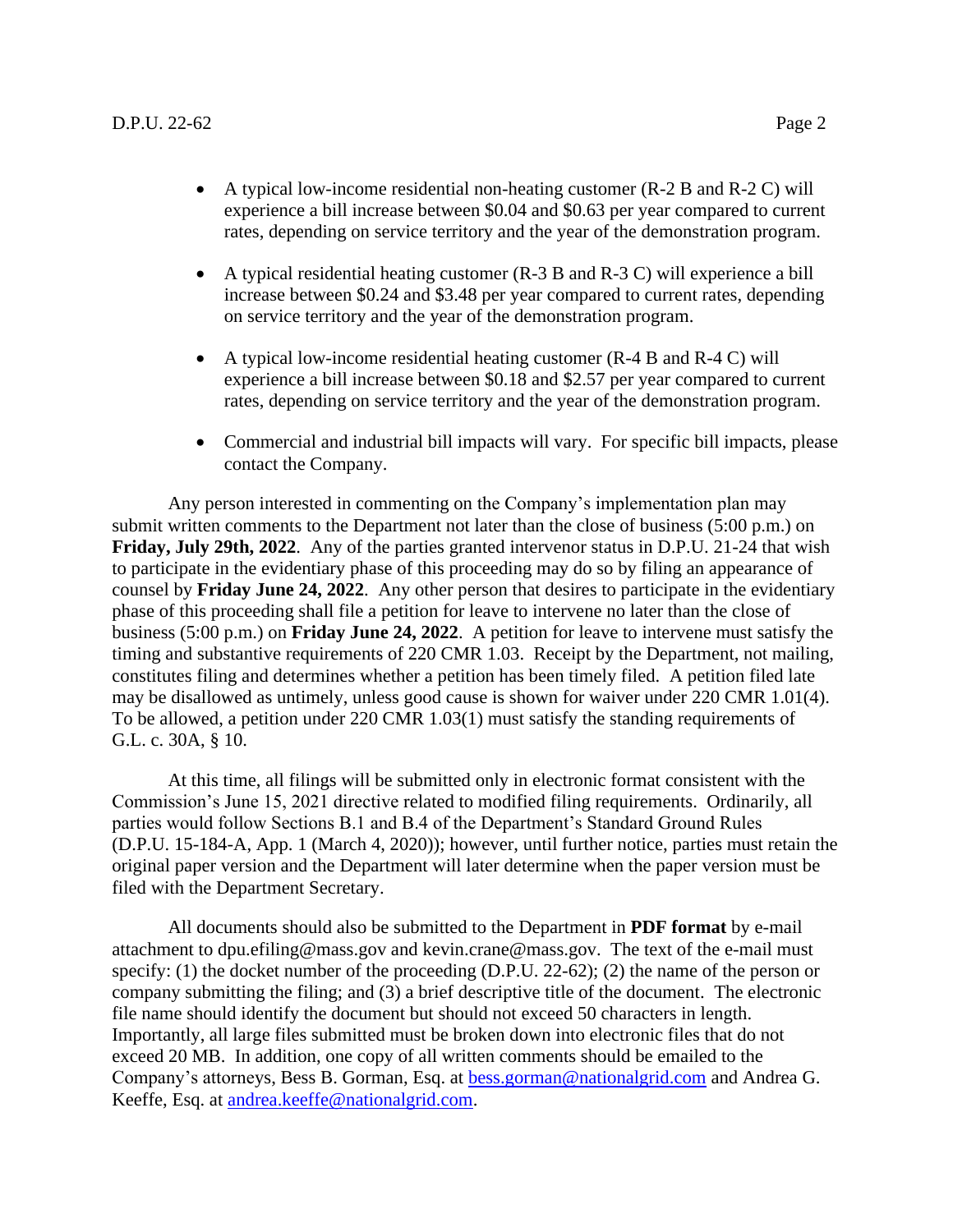- A typical low-income residential non-heating customer (R-2 B and R-2 C) will experience a bill increase between $0.04 and $0.63 per year compared to current rates, depending on service territory and the year of the demonstration program.

- A typical residential heating customer (R-3 B and R-3 C) will experience a bill increase between $0.24 and $3.48 per year compared to current rates, depending on service territory and the year of the demonstration program.

- A typical low-income residential heating customer (R-4 B and R-4 C) will experience a bill increase between $0.18 and $2.57 per year compared to current rates, depending on service territory and the year of the demonstration program.

- Commercial and industrial bill impacts will vary. For specific bill impacts, please contact the Company.

Any person interested in commenting on the Company's implementation plan may submit written comments to the Department not later than the close of business (5:00 p.m.) on **Friday, July 29th, 2022**. Any of the parties granted intervenor status in D.P.U. 21-24 that wish to participate in the evidentiary phase of this proceeding may do so by filing an appearance of counsel by **Friday June 24, 2022**. Any other person that desires to participate in the evidentiary phase of this proceeding shall file a petition for leave to intervene no later than the close of business (5:00 p.m.) on **Friday June 24, 2022**. A petition for leave to intervene must satisfy the timing and substantive requirements of 220 CMR 1.03. Receipt by the Department, not mailing, constitutes filing and determines whether a petition has been timely filed. A petition filed late may be disallowed as untimely, unless good cause is shown for waiver under 220 CMR 1.01(4). To be allowed, a petition under 220 CMR 1.03(1) must satisfy the standing requirements of G.L. c. 30A, § 10.

At this time, all filings will be submitted only in electronic format consistent with the Commission's June 15, 2021 directive related to modified filing requirements. Ordinarily, all parties would follow Sections B.1 and B.4 of the Department's Standard Ground Rules (D.P.U. 15-184-A, App. 1 (March 4, 2020)); however, until further notice, parties must retain the original paper version and the Department will later determine when the paper version must be filed with the Department Secretary.

All documents should also be submitted to the Department in **PDF format** by e-mail attachment to dpu.efiling@mass.gov and kevin.crane@mass.gov. The text of the e-mail must specify: (1) the docket number of the proceeding (D.P.U. 22-62); (2) the name of the person or company submitting the filing; and (3) a brief descriptive title of the document. The electronic file name should identify the document but should not exceed 50 characters in length. Importantly, all large files submitted must be broken down into electronic files that do not exceed 20 MB. In addition, one copy of all written comments should be emailed to the Company's attorneys, Bess B. Gorman, Esq. at bess.gorman@nationalgrid.com and Andrea G. Keeffe, Esq. at andrea.keeffe@nationalgrid.com.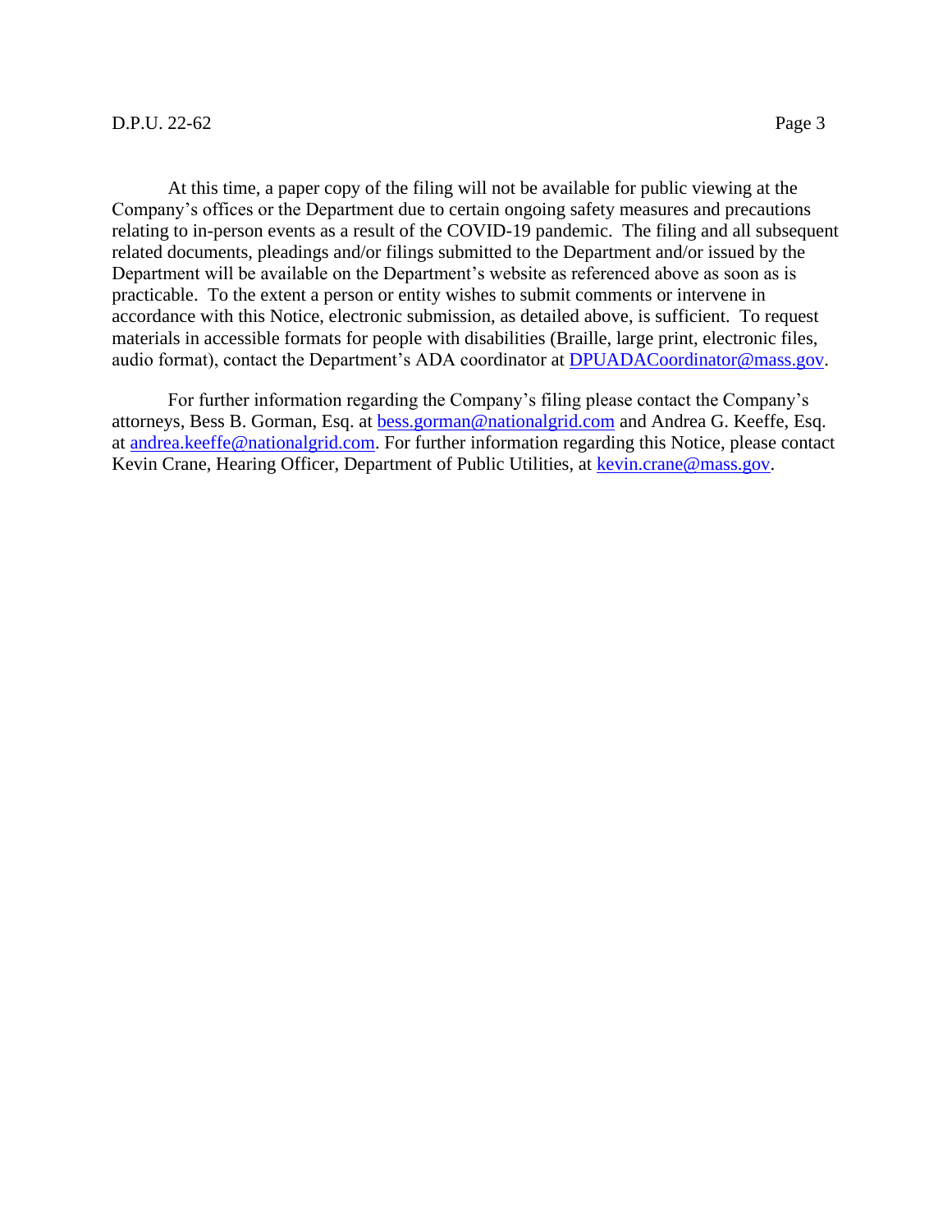At this time, a paper copy of the filing will not be available for public viewing at the Company's offices or the Department due to certain ongoing safety measures and precautions relating to in-person events as a result of the COVID-19 pandemic. The filing and all subsequent related documents, pleadings and/or filings submitted to the Department and/or issued by the Department will be available on the Department's website as referenced above as soon as is practicable. To the extent a person or entity wishes to submit comments or intervene in accordance with this Notice, electronic submission, as detailed above, is sufficient. To request materials in accessible formats for people with disabilities (Braille, large print, electronic files, audio format), contact the Department's ADA coordinator at DPUADACoordinator@mass.gov.

For further information regarding the Company's filing please contact the Company's attorneys, Bess B. Gorman, Esq. at bess.gorman@nationalgrid.com and Andrea G. Keeffe, Esq. at andrea.keeffe@nationalgrid.com. For further information regarding this Notice, please contact Kevin Crane, Hearing Officer, Department of Public Utilities, at kevin.crane@mass.gov.